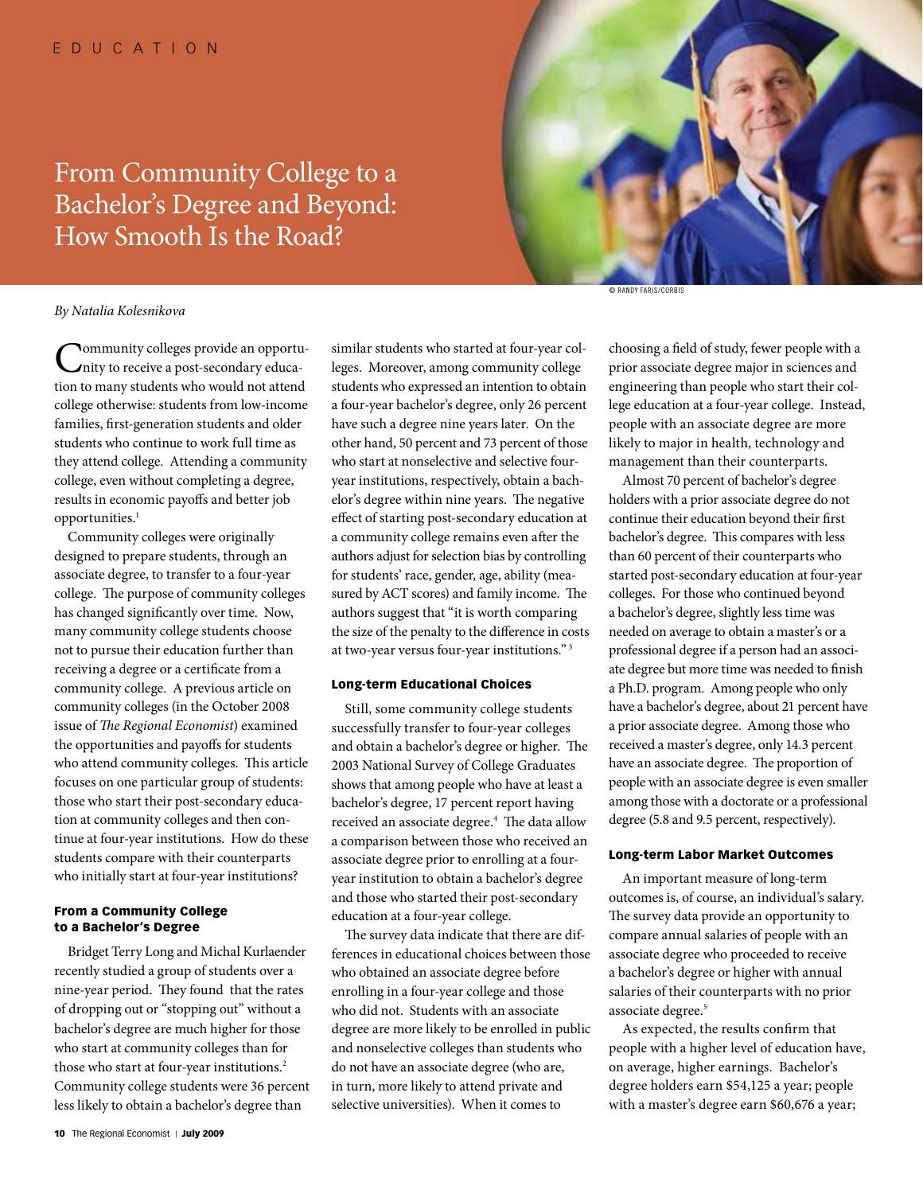EDUCATION

# From Community College to a Bachelor's Degree and Beyond: How Smooth Is the Road?

© RANDY FARIS/CORBIS

*By Natalia Kolesnikova*

Community colleges provide an opportunity to receive a post-secondary education to many students who would not attend college otherwise: students from low-income families, first-generation students and older students who continue to work full time as they attend college. Attending a community college, even without completing a degree, results in economic payoffs and better job opportunities.[1]

Community colleges were originally designed to prepare students, through an associate degree, to transfer to a four-year college. The purpose of community colleges has changed significantly over time. Now, many community college students choose not to pursue their education further than receiving a degree or a certificate from a community college. A previous article on community colleges (in the October 2008 issue of *The Regional Economist*) examined the opportunities and payoffs for students who attend community colleges. This article focuses on one particular group of students: those who start their post-secondary education at community colleges and then continue at four-year institutions. How do these students compare with their counterparts who initially start at four-year institutions?

## From a Community College to a Bachelor's Degree

Bridget Terry Long and Michal Kurlaender recently studied a group of students over a nine-year period. They found that the rates of dropping out or "stopping out" without a bachelor's degree are much higher for those who start at community colleges than for those who start at four-year institutions.[2] Community college students were 36 percent less likely to obtain a bachelor's degree than similar students who started at four-year colleges. Moreover, among community college students who expressed an intention to obtain a four-year bachelor's degree, only 26 percent have such a degree nine years later. On the other hand, 50 percent and 73 percent of those who start at nonselective and selective four-year institutions, respectively, obtain a bachelor's degree within nine years. The negative effect of starting post-secondary education at a community college remains even after the authors adjust for selection bias by controlling for students' race, gender, age, ability (measured by ACT scores) and family income. The authors suggest that "it is worth comparing the size of the penalty to the difference in costs at two-year versus four-year institutions."[3]

## Long-term Educational Choices

Still, some community college students successfully transfer to four-year colleges and obtain a bachelor's degree or higher. The 2003 National Survey of College Graduates shows that among people who have at least a bachelor's degree, 17 percent report having received an associate degree.[4] The data allow a comparison between those who received an associate degree prior to enrolling at a four-year institution to obtain a bachelor's degree and those who started their post-secondary education at a four-year college.

The survey data indicate that there are differences in educational choices between those who obtained an associate degree before enrolling in a four-year college and those who did not. Students with an associate degree are more likely to be enrolled in public and nonselective colleges than students who do not have an associate degree (who are, in turn, more likely to attend private and selective universities). When it comes to choosing a field of study, fewer people with a prior associate degree major in sciences and engineering than people who start their college education at a four-year college. Instead, people with an associate degree are more likely to major in health, technology and management than their counterparts.

Almost 70 percent of bachelor's degree holders with a prior associate degree do not continue their education beyond their first bachelor's degree. This compares with less than 60 percent of their counterparts who started post-secondary education at four-year colleges. For those who continued beyond a bachelor's degree, slightly less time was needed on average to obtain a master's or a professional degree if a person had an associate degree but more time was needed to finish a Ph.D. program. Among people who only have a bachelor's degree, about 21 percent have a prior associate degree. Among those who received a master's degree, only 14.3 percent have an associate degree. The proportion of people with an associate degree is even smaller among those with a doctorate or a professional degree (5.8 and 9.5 percent, respectively).

## Long-term Labor Market Outcomes

An important measure of long-term outcomes is, of course, an individual's salary. The survey data provide an opportunity to compare annual salaries of people with an associate degree who proceeded to receive a bachelor's degree or higher with annual salaries of their counterparts with no prior associate degree.[5]

As expected, the results confirm that people with a higher level of education have, on average, higher earnings. Bachelor's degree holders earn $54,125 a year; people with a master's degree earn $60,676 a year;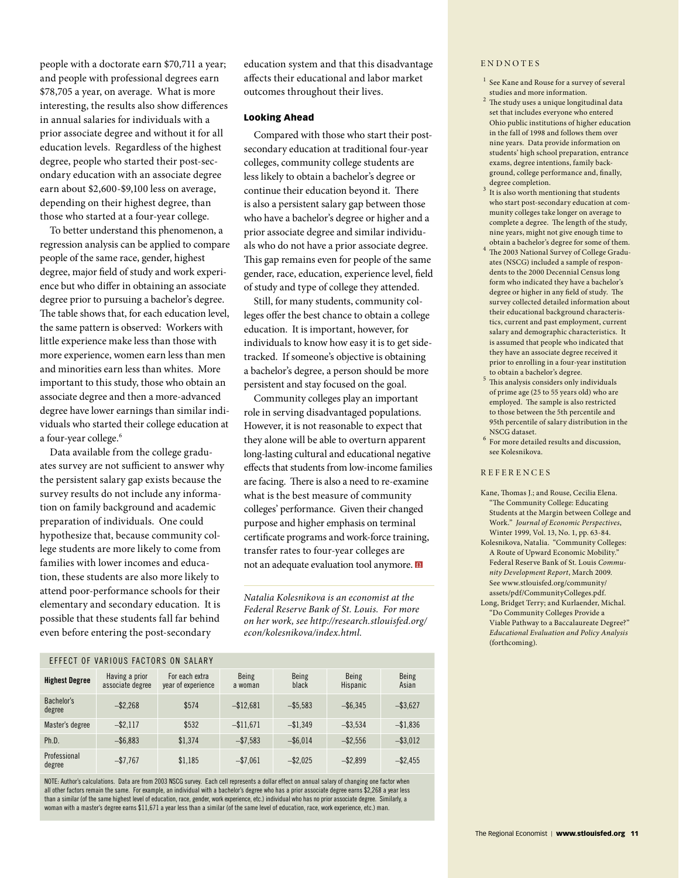people with a doctorate earn $70,711 a year; and people with professional degrees earn $78,705 a year, on average. What is more interesting, the results also show differences in annual salaries for individuals with a prior associate degree and without it for all education levels. Regardless of the highest degree, people who started their post-secondary education with an associate degree earn about $2,600-$9,100 less on average, depending on their highest degree, than those who started at a four-year college.

To better understand this phenomenon, a regression analysis can be applied to compare people of the same race, gender, highest degree, major field of study and work experience but who differ in obtaining an associate degree prior to pursuing a bachelor's degree. The table shows that, for each education level, the same pattern is observed: Workers with little experience make less than those with more experience, women earn less than men and minorities earn less than whites. More important to this study, those who obtain an associate degree and then a more-advanced degree have lower earnings than similar individuals who started their college education at a four-year college.[6]

Data available from the college graduates survey are not sufficient to answer why the persistent salary gap exists because the survey results do not include any information on family background and academic preparation of individuals. One could hypothesize that, because community college students are more likely to come from families with lower incomes and education, these students are also more likely to attend poor-performance schools for their elementary and secondary education. It is possible that these students fall far behind even before entering the post-secondary education system and that this disadvantage affects their educational and labor market outcomes throughout their lives.

## Looking Ahead

Compared with those who start their post-secondary education at traditional four-year colleges, community college students are less likely to obtain a bachelor's degree or continue their education beyond it. There is also a persistent salary gap between those who have a bachelor's degree or higher and a prior associate degree and similar individuals who do not have a prior associate degree. This gap remains even for people of the same gender, race, education, experience level, field of study and type of college they attended.

Still, for many students, community colleges offer the best chance to obtain a college education. It is important, however, for individuals to know how easy it is to get sidetracked. If someone's objective is obtaining a bachelor's degree, a person should be more persistent and stay focused on the goal.

Community colleges play an important role in serving disadvantaged populations. However, it is not reasonable to expect that they alone will be able to overturn apparent long-lasting cultural and educational negative effects that students from low-income families are facing. There is also a need to re-examine what is the best measure of community colleges' performance. Given their changed purpose and higher emphasis on terminal certificate programs and work-force training, transfer rates to four-year colleges are not an adequate evaluation tool anymore.

*Natalia Kolesnikova is an economist at the Federal Reserve Bank of St. Louis. For more on her work, see http://research.stlouisfed.org/econ/kolesnikova/index.html.*

EFFECT OF VARIOUS FACTORS ON SALARY

| Highest Degree | Having a prior associate degree | For each extra year of experience | Being a woman | Being black | Being Hispanic | Being Asian |
|---|---|---|---|---|---|---|
| Bachelor's degree | –$2,268 | $574 | –$12,681 | –$5,583 | –$6,345 | –$3,627 |
| Master's degree | –$2,117 | $532 | –$11,671 | –$1,349 | –$3,534 | –$1,836 |
| Ph.D. | –$6,883 | $1,374 | –$7,583 | –$6,014 | –$2,556 | –$3,012 |
| Professional degree | –$7,767 | $1,185 | –$7,061 | –$2,025 | –$2,899 | –$2,455 |

NOTE: Author's calculations. Data are from 2003 NSCG survey. Each cell represents a dollar effect on annual salary of changing one factor when all other factors remain the same. For example, an individual with a bachelor's degree who has a prior associate degree earns $2,268 a year less than a similar (of the same highest level of education, race, gender, work experience, etc.) individual who has no prior associate degree. Similarly, a woman with a master's degree earns $11,671 a year less than a similar (of the same level of education, race, work experience, etc.) man.

## ENDNOTES

1. See Kane and Rouse for a survey of several studies and more information.
2. The study uses a unique longitudinal data set that includes everyone who entered Ohio public institutions of higher education in the fall of 1998 and follows them over nine years. Data provide information on students' high school preparation, entrance exams, degree intentions, family background, college performance and, finally, degree completion.
3. It is also worth mentioning that students who start post-secondary education at community colleges take longer on average to complete a degree. The length of the study, nine years, might not give enough time to obtain a bachelor's degree for some of them.
4. The 2003 National Survey of College Graduates (NSCG) included a sample of respondents to the 2000 Decennial Census long form who indicated they have a bachelor's degree or higher in any field of study. The survey collected detailed information about their educational background characteristics, current and past employment, current salary and demographic characteristics. It is assumed that people who indicated that they have an associate degree received it prior to enrolling in a four-year institution to obtain a bachelor's degree.
5. This analysis considers only individuals of prime age (25 to 55 years old) who are employed. The sample is also restricted to those between the 5th percentile and 95th percentile of salary distribution in the NSCG dataset.
6. For more detailed results and discussion, see Kolesnikova.

## REFERENCES

Kane, Thomas J.; and Rouse, Cecilia Elena. "The Community College: Educating Students at the Margin between College and Work." *Journal of Economic Perspectives*, Winter 1999, Vol. 13, No. 1, pp. 63-84.

Kolesnikova, Natalia. "Community Colleges: A Route of Upward Economic Mobility." Federal Reserve Bank of St. Louis *Community Development Report*, March 2009. See www.stlouisfed.org/community/assets/pdf/CommunityColleges.pdf.

Long, Bridget Terry; and Kurlaender, Michal. "Do Community Colleges Provide a Viable Pathway to a Baccalaureate Degree?" *Educational Evaluation and Policy Analysis* (forthcoming).